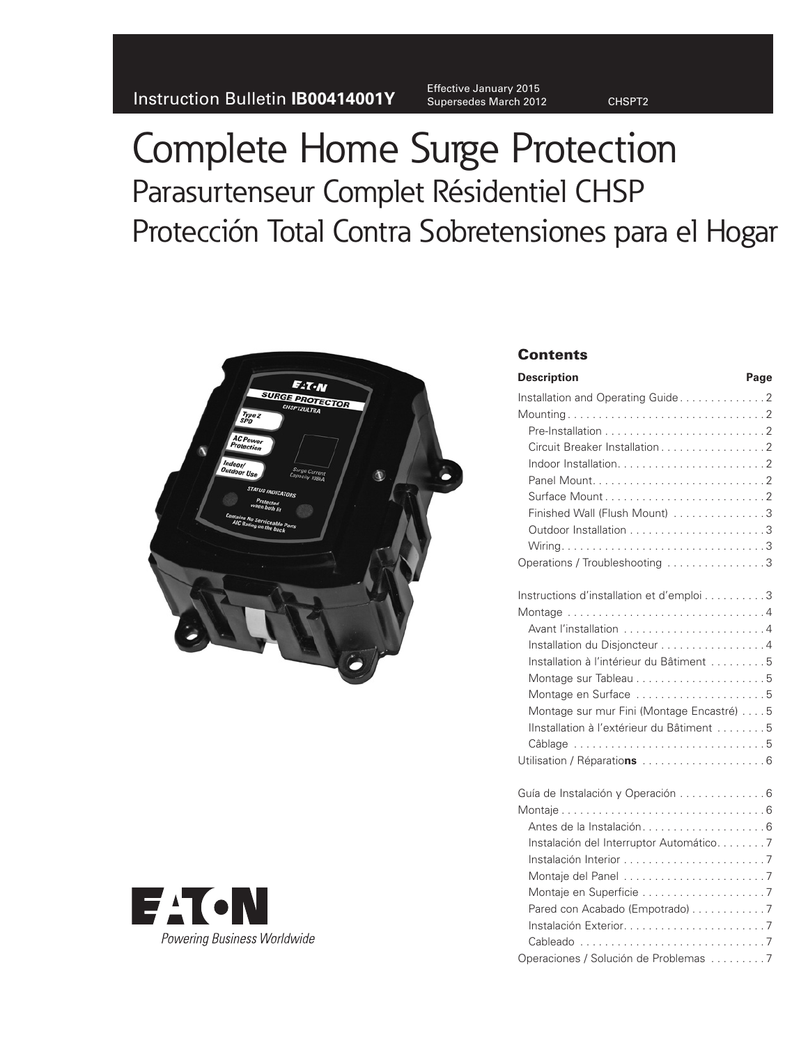Instruction Bulletin **IB00414001Y**

Effective January 2015
Supersedes March 2012

CHSPT2

# Complete Home Surge Protection

## Parasurtenseur Complet Résidentiel CHSP

## Protección Total Contra Sobretensiones para el Hogar

### Contents

| Description | Page |
|---|---|
| Installation and Operating Guide | 2 |
| Mounting | 2 |
| Pre-Installation | 2 |
| Circuit Breaker Installation | 2 |
| Indoor Installation | 2 |
| Panel Mount | 2 |
| Surface Mount | 2 |
| Finished Wall (Flush Mount) | 3 |
| Outdoor Installation | 3 |
| Wiring | 3 |
| Operations / Troubleshooting | 3 |
| Instructions d'installation et d'emploi | 3 |
| Montage | 4 |
| Avant l'installation | 4 |
| Installation du Disjoncteur | 4 |
| Installation à l'intérieur du Bâtiment | 5 |
| Montage sur Tableau | 5 |
| Montage en Surface | 5 |
| Montage sur mur Fini (Montage Encastré) | 5 |
| IInstallation à l'extérieur du Bâtiment | 5 |
| Câblage | 5 |
| Utilisation / Réparatio**ns** | 6 |
| Guía de Instalación y Operación | 6 |
| Montaje | 6 |
| Antes de la Instalación | 6 |
| Instalación del Interruptor Automático | 7 |
| Instalación Interior | 7 |
| Montaje del Panel | 7 |
| Montaje en Superficie | 7 |
| Pared con Acabado (Empotrado) | 7 |
| Instalación Exterior | 7 |
| Cableado | 7 |
| Operaciones / Solución de Problemas | 7 |

EATON
*Powering Business Worldwide*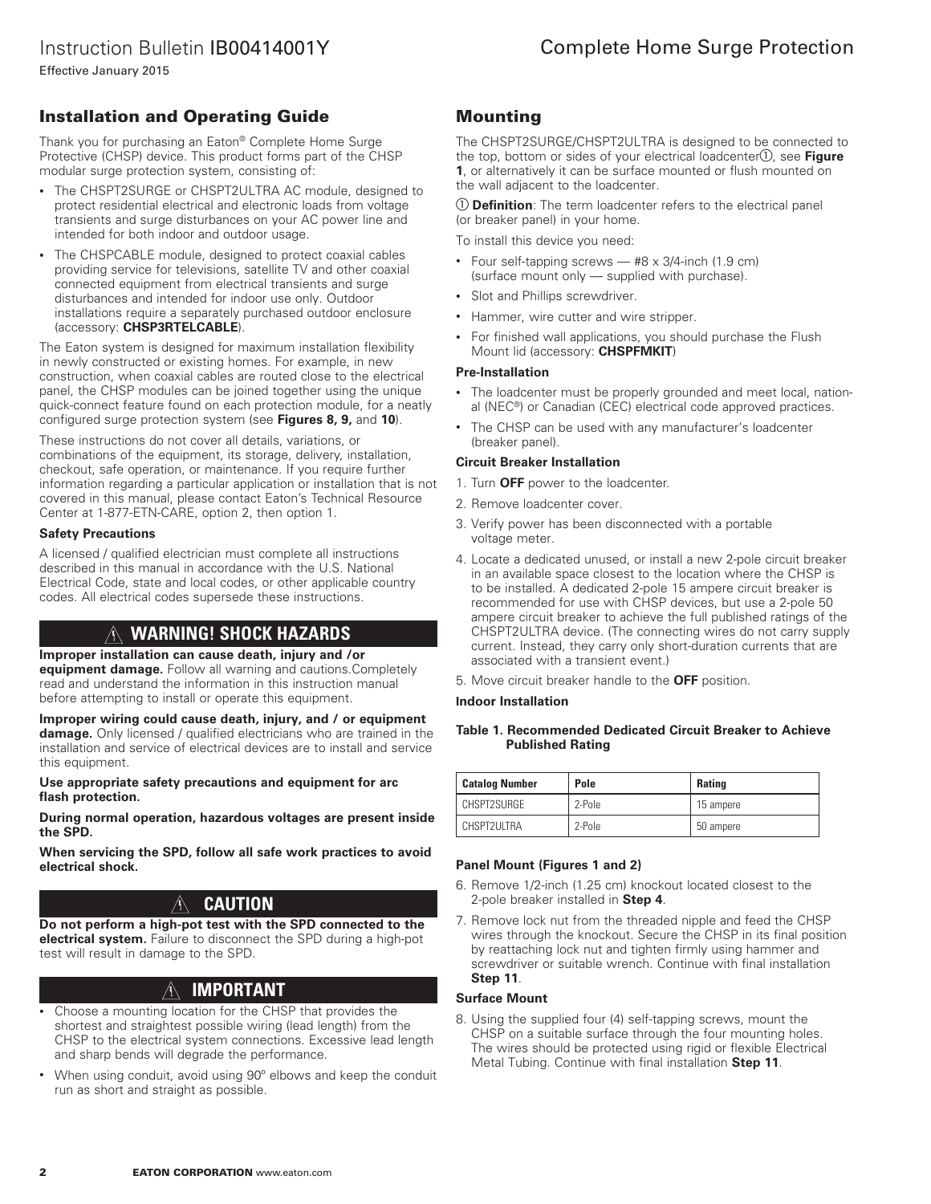## Installation and Operating Guide

Thank you for purchasing an Eaton® Complete Home Surge Protective (CHSP) device. This product forms part of the CHSP modular surge protection system, consisting of:

- The CHSPT2SURGE or CHSPT2ULTRA AC module, designed to protect residential electrical and electronic loads from voltage transients and surge disturbances on your AC power line and intended for both indoor and outdoor usage.
- The CHSPCABLE module, designed to protect coaxial cables providing service for televisions, satellite TV and other coaxial connected equipment from electrical transients and surge disturbances and intended for indoor use only. Outdoor installations require a separately purchased outdoor enclosure (accessory: **CHSP3RTELCABLE**).

The Eaton system is designed for maximum installation flexibility in newly constructed or existing homes. For example, in new construction, when coaxial cables are routed close to the electrical panel, the CHSP modules can be joined together using the unique quick-connect feature found on each protection module, for a neatly configured surge protection system (see **Figures 8, 9,** and **10**).

These instructions do not cover all details, variations, or combinations of the equipment, its storage, delivery, installation, checkout, safe operation, or maintenance. If you require further information regarding a particular application or installation that is not covered in this manual, please contact Eaton's Technical Resource Center at 1-877-ETN-CARE, option 2, then option 1.

**Safety Precautions**

A licensed / qualified electrician must complete all instructions described in this manual in accordance with the U.S. National Electrical Code, state and local codes, or other applicable country codes. All electrical codes supersede these instructions.

### ⚠ WARNING! SHOCK HAZARDS

**Improper installation can cause death, injury and /or equipment damage.** Follow all warning and cautions.Completely read and understand the information in this instruction manual before attempting to install or operate this equipment.

**Improper wiring could cause death, injury, and / or equipment damage.** Only licensed / qualified electricians who are trained in the installation and service of electrical devices are to install and service this equipment.

**Use appropriate safety precautions and equipment for arc flash protection.**

**During normal operation, hazardous voltages are present inside the SPD.**

**When servicing the SPD, follow all safe work practices to avoid electrical shock.**

### ⚠ CAUTION

**Do not perform a high-pot test with the SPD connected to the electrical system.** Failure to disconnect the SPD during a high-pot test will result in damage to the SPD.

### ⚠ IMPORTANT

- Choose a mounting location for the CHSP that provides the shortest and straightest possible wiring (lead length) from the CHSP to the electrical system connections. Excessive lead length and sharp bends will degrade the performance.
- When using conduit, avoid using 90º elbows and keep the conduit run as short and straight as possible.

## Mounting

The CHSPT2SURGE/CHSPT2ULTRA is designed to be connected to the top, bottom or sides of your electrical loadcenter①, see **Figure 1**, or alternatively it can be surface mounted or flush mounted on the wall adjacent to the loadcenter.

① **Definition**: The term loadcenter refers to the electrical panel (or breaker panel) in your home.

To install this device you need:

- Four self-tapping screws — #8 x 3/4-inch (1.9 cm) (surface mount only — supplied with purchase).
- Slot and Phillips screwdriver.
- Hammer, wire cutter and wire stripper.
- For finished wall applications, you should purchase the Flush Mount lid (accessory: **CHSPFMKIT**)

**Pre-Installation**

- The loadcenter must be properly grounded and meet local, national (NEC®) or Canadian (CEC) electrical code approved practices.
- The CHSP can be used with any manufacturer's loadcenter (breaker panel).

**Circuit Breaker Installation**

1. Turn **OFF** power to the loadcenter.
2. Remove loadcenter cover.
3. Verify power has been disconnected with a portable voltage meter.
4. Locate a dedicated unused, or install a new 2-pole circuit breaker in an available space closest to the location where the CHSP is to be installed. A dedicated 2-pole 15 ampere circuit breaker is recommended for use with CHSP devices, but use a 2-pole 50 ampere circuit breaker to achieve the full published ratings of the CHSPT2ULTRA device. (The connecting wires do not carry supply current. Instead, they carry only short-duration currents that are associated with a transient event.)
5. Move circuit breaker handle to the **OFF** position.

**Indoor Installation**

**Table 1. Recommended Dedicated Circuit Breaker to Achieve Published Rating**

| Catalog Number | Pole | Rating |
|---|---|---|
| CHSPT2SURGE | 2-Pole | 15 ampere |
| CHSPT2ULTRA | 2-Pole | 50 ampere |

**Panel Mount (Figures 1 and 2)**

6. Remove 1/2-inch (1.25 cm) knockout located closest to the 2-pole breaker installed in **Step 4**.
7. Remove lock nut from the threaded nipple and feed the CHSP wires through the knockout. Secure the CHSP in its final position by reattaching lock nut and tighten firmly using hammer and screwdriver or suitable wrench. Continue with final installation **Step 11**.

**Surface Mount**

8. Using the supplied four (4) self-tapping screws, mount the CHSP on a suitable surface through the four mounting holes. The wires should be protected using rigid or flexible Electrical Metal Tubing. Continue with final installation **Step 11**.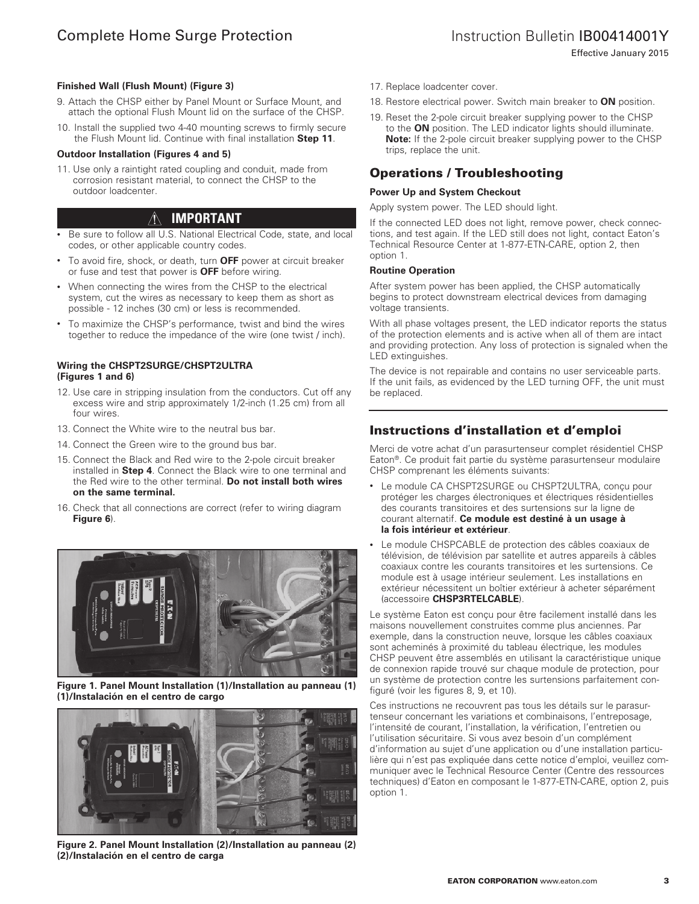**Finished Wall (Flush Mount) (Figure 3)**

9. Attach the CHSP either by Panel Mount or Surface Mount, and attach the optional Flush Mount lid on the surface of the CHSP.
10. Install the supplied two 4-40 mounting screws to firmly secure the Flush Mount lid. Continue with final installation **Step 11**.

**Outdoor Installation (Figures 4 and 5)**

11. Use only a raintight rated coupling and conduit, made from corrosion resistant material, to connect the CHSP to the outdoor loadcenter.

**⚠ IMPORTANT**

- Be sure to follow all U.S. National Electrical Code, state, and local codes, or other applicable country codes.
- To avoid fire, shock, or death, turn **OFF** power at circuit breaker or fuse and test that power is **OFF** before wiring.
- When connecting the wires from the CHSP to the electrical system, cut the wires as necessary to keep them as short as possible - 12 inches (30 cm) or less is recommended.
- To maximize the CHSP's performance, twist and bind the wires together to reduce the impedance of the wire (one twist / inch).

**Wiring the CHSPT2SURGE/CHSPT2ULTRA (Figures 1 and 6)**

12. Use care in stripping insulation from the conductors. Cut off any excess wire and strip approximately 1/2-inch (1.25 cm) from all four wires.
13. Connect the White wire to the neutral bus bar.
14. Connect the Green wire to the ground bus bar.
15. Connect the Black and Red wire to the 2-pole circuit breaker installed in **Step 4**. Connect the Black wire to one terminal and the Red wire to the other terminal. **Do not install both wires on the same terminal.**
16. Check that all connections are correct (refer to wiring diagram **Figure 6**).

**Figure 1. Panel Mount Installation (1)/Installation au panneau (1) (1)/Instalación en el centro de cargo**

**Figure 2. Panel Mount Installation (2)/Installation au panneau (2) (2)/Instalación en el centro de carga**

17. Replace loadcenter cover.
18. Restore electrical power. Switch main breaker to **ON** position.
19. Reset the 2-pole circuit breaker supplying power to the CHSP to the **ON** position. The LED indicator lights should illuminate. **Note:** If the 2-pole circuit breaker supplying power to the CHSP trips, replace the unit.

## Operations / Troubleshooting

**Power Up and System Checkout**

Apply system power. The LED should light.

If the connected LED does not light, remove power, check connections, and test again. If the LED still does not light, contact Eaton's Technical Resource Center at 1-877-ETN-CARE, option 2, then option 1.

**Routine Operation**

After system power has been applied, the CHSP automatically begins to protect downstream electrical devices from damaging voltage transients.

With all phase voltages present, the LED indicator reports the status of the protection elements and is active when all of them are intact and providing protection. Any loss of protection is signaled when the LED extinguishes.

The device is not repairable and contains no user serviceable parts. If the unit fails, as evidenced by the LED turning OFF, the unit must be replaced.

## Instructions d'installation et d'emploi

Merci de votre achat d'un parasurtenseur complet résidentiel CHSP Eaton®. Ce produit fait partie du système parasurtenseur modulaire CHSP comprenant les éléments suivants:

- Le module CA CHSPT2SURGE ou CHSPT2ULTRA, conçu pour protéger les charges électroniques et électriques résidentielles des courants transitoires et des surtensions sur la ligne de courant alternatif. **Ce module est destiné à un usage à la fois intérieur et extérieur**.
- Le module CHSPCABLE de protection des câbles coaxiaux de télévision, de télévision par satellite et autres appareils à câbles coaxiaux contre les courants transitoires et les surtensions. Ce module est à usage intérieur seulement. Les installations en extérieur nécessitent un boîtier extérieur à acheter séparément (accessoire **CHSP3RTELCABLE**).

Le système Eaton est conçu pour être facilement installé dans les maisons nouvellement construites comme plus anciennes. Par exemple, dans la construction neuve, lorsque les câbles coaxiaux sont acheminés à proximité du tableau électrique, les modules CHSP peuvent être assemblés en utilisant la caractéristique unique de connexion rapide trouvé sur chaque module de protection, pour un système de protection contre les surtensions parfaitement configuré (voir les figures 8, 9, et 10).

Ces instructions ne recouvrent pas tous les détails sur le parasurtenseur concernant les variations et combinaisons, l'entreposage, l'intensité de courant, l'installation, la vérification, l'entretien ou l'utilisation sécuritaire. Si vous avez besoin d'un complément d'information au sujet d'une application ou d'une installation particulière qui n'est pas expliquée dans cette notice d'emploi, veuillez communiquer avec le Technical Resource Center (Centre des ressources techniques) d'Eaton en composant le 1-877-ETN-CARE, option 2, puis option 1.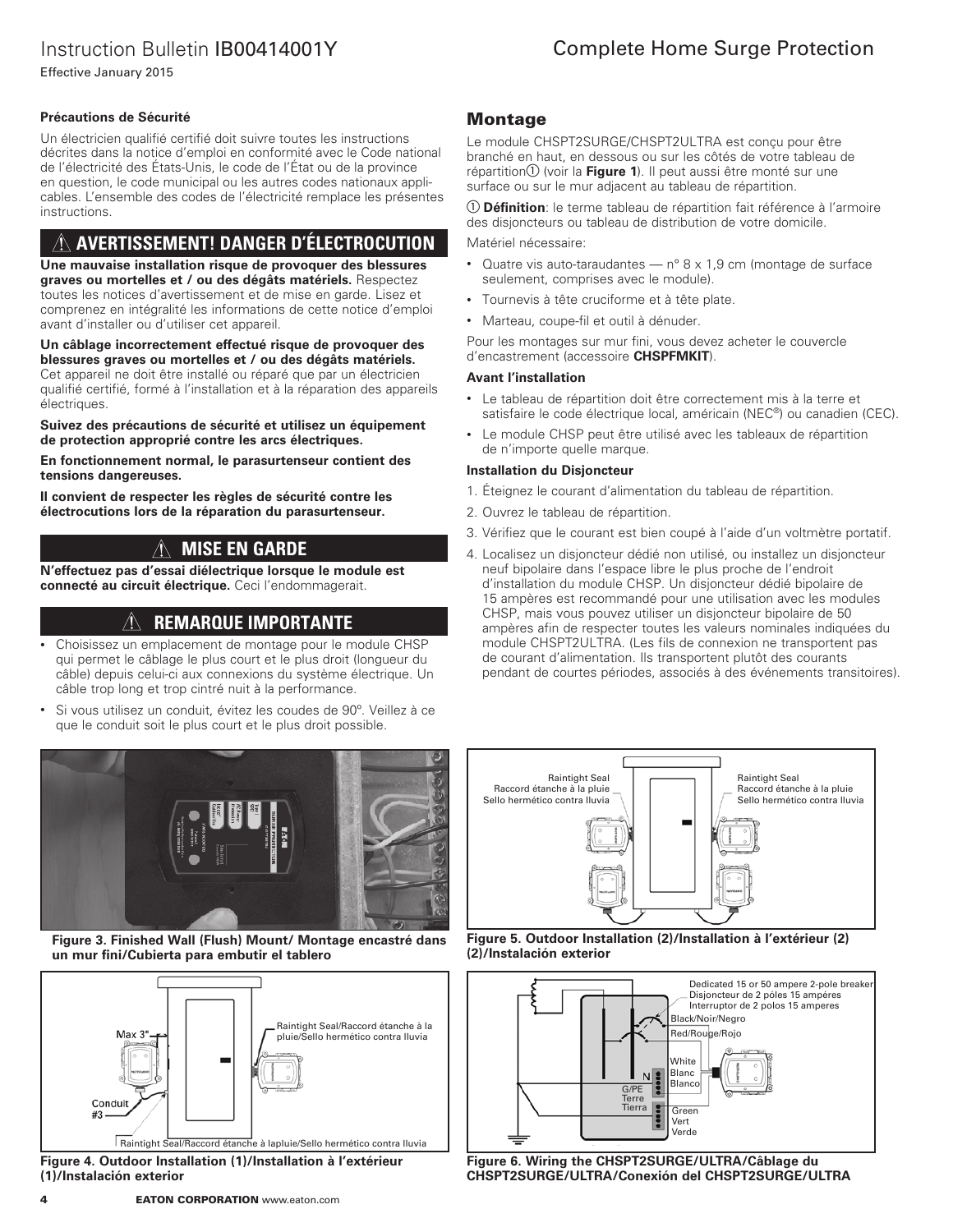### Précautions de Sécurité

Un électricien qualifié certifié doit suivre toutes les instructions décrites dans la notice d'emploi en conformité avec le Code national de l'électricité des États-Unis, le code de l'État ou de la province en question, le code municipal ou les autres codes nationaux applicables. L'ensemble des codes de l'électricité remplace les présentes instructions.

## ⚠ AVERTISSEMENT! DANGER D'ÉLECTROCUTION

**Une mauvaise installation risque de provoquer des blessures graves ou mortelles et / ou des dégâts matériels.** Respectez toutes les notices d'avertissement et de mise en garde. Lisez et comprenez en intégralité les informations de cette notice d'emploi avant d'installer ou d'utiliser cet appareil.

**Un câblage incorrectement effectué risque de provoquer des blessures graves ou mortelles et / ou des dégâts matériels.** Cet appareil ne doit être installé ou réparé que par un électricien qualifié certifié, formé à l'installation et à la réparation des appareils électriques.

**Suivez des précautions de sécurité et utilisez un équipement de protection approprié contre les arcs électriques.**

**En fonctionnement normal, le parasurtenseur contient des tensions dangereuses.**

**Il convient de respecter les règles de sécurité contre les électrocutions lors de la réparation du parasurtenseur.**

## ⚠ MISE EN GARDE

**N'effectuez pas d'essai diélectrique lorsque le module est connecté au circuit électrique.** Ceci l'endommagerait.

## ⚠ REMARQUE IMPORTANTE

- Choisissez un emplacement de montage pour le module CHSP qui permet le câblage le plus court et le plus droit (longueur du câble) depuis celui-ci aux connexions du système électrique. Un câble trop long et trop cintré nuit à la performance.
- Si vous utilisez un conduit, évitez les coudes de 90º. Veillez à ce que le conduit soit le plus court et le plus droit possible.

## Montage

Le module CHSPT2SURGE/CHSPT2ULTRA est conçu pour être branché en haut, en dessous ou sur les côtés de votre tableau de répartition① (voir la **Figure 1**). Il peut aussi être monté sur une surface ou sur le mur adjacent au tableau de répartition.

① **Définition**: le terme tableau de répartition fait référence à l'armoire des disjoncteurs ou tableau de distribution de votre domicile.

Matériel nécessaire:

- Quatre vis auto-taraudantes — n° 8 x 1,9 cm (montage de surface seulement, comprises avec le module).
- Tournevis à tête cruciforme et à tête plate.
- Marteau, coupe-fil et outil à dénuder.

Pour les montages sur mur fini, vous devez acheter le couvercle d'encastrement (accessoire **CHSPFMKIT**).

### Avant l'installation

- Le tableau de répartition doit être correctement mis à la terre et satisfaire le code électrique local, américain (NEC®) ou canadien (CEC).
- Le module CHSP peut être utilisé avec les tableaux de répartition de n'importe quelle marque.

### Installation du Disjoncteur

1. Éteignez le courant d'alimentation du tableau de répartition.
2. Ouvrez le tableau de répartition.
3. Vérifiez que le courant est bien coupé à l'aide d'un voltmètre portatif.
4. Localisez un disjoncteur dédié non utilisé, ou installez un disjoncteur neuf bipolaire dans l'espace libre le plus proche de l'endroit d'installation du module CHSP. Un disjoncteur dédié bipolaire de 15 ampères est recommandé pour une utilisation avec les modules CHSP, mais vous pouvez utiliser un disjoncteur bipolaire de 50 ampères afin de respecter toutes les valeurs nominales indiquées du module CHSPT2ULTRA. (Les fils de connexion ne transportent pas de courant d'alimentation. Ils transportent plutôt des courants pendant de courtes périodes, associés à des événements transitoires).

**Figure 3. Finished Wall (Flush) Mount/ Montage encastré dans un mur fini/Cubierta para embutir el tablero**

Max 3"

Conduit #3

Raintight Seal/Raccord étanche à la pluie/Sello hermético contra lluvia

Raintight Seal/Raccord étanche à lapluie/Sello hermético contra lluvia

**Figure 4. Outdoor Installation (1)/Installation à l'extérieur (1)/Instalación exterior**

Raintight Seal
Raccord étanche à la pluie
Sello hermético contra lluvia

Raintight Seal
Raccord étanche à la pluie
Sello hermético contra lluvia

**Figure 5. Outdoor Installation (2)/Installation à l'extérieur (2) (2)/Instalación exterior**

Dedicated 15 or 50 ampere 2-pole breaker
Disjoncteur de 2 pôles 15 ampéres
Interruptor de 2 polos 15 amperes

Black/Noir/Negro

Red/Rouge/Rojo

White
Blanc
Blanco

N

G/PE
Terre
Tierra

Green
Vert
Verde

**Figure 6. Wiring the CHSPT2SURGE/ULTRA/Câblage du CHSPT2SURGE/ULTRA/Conexión del CHSPT2SURGE/ULTRA**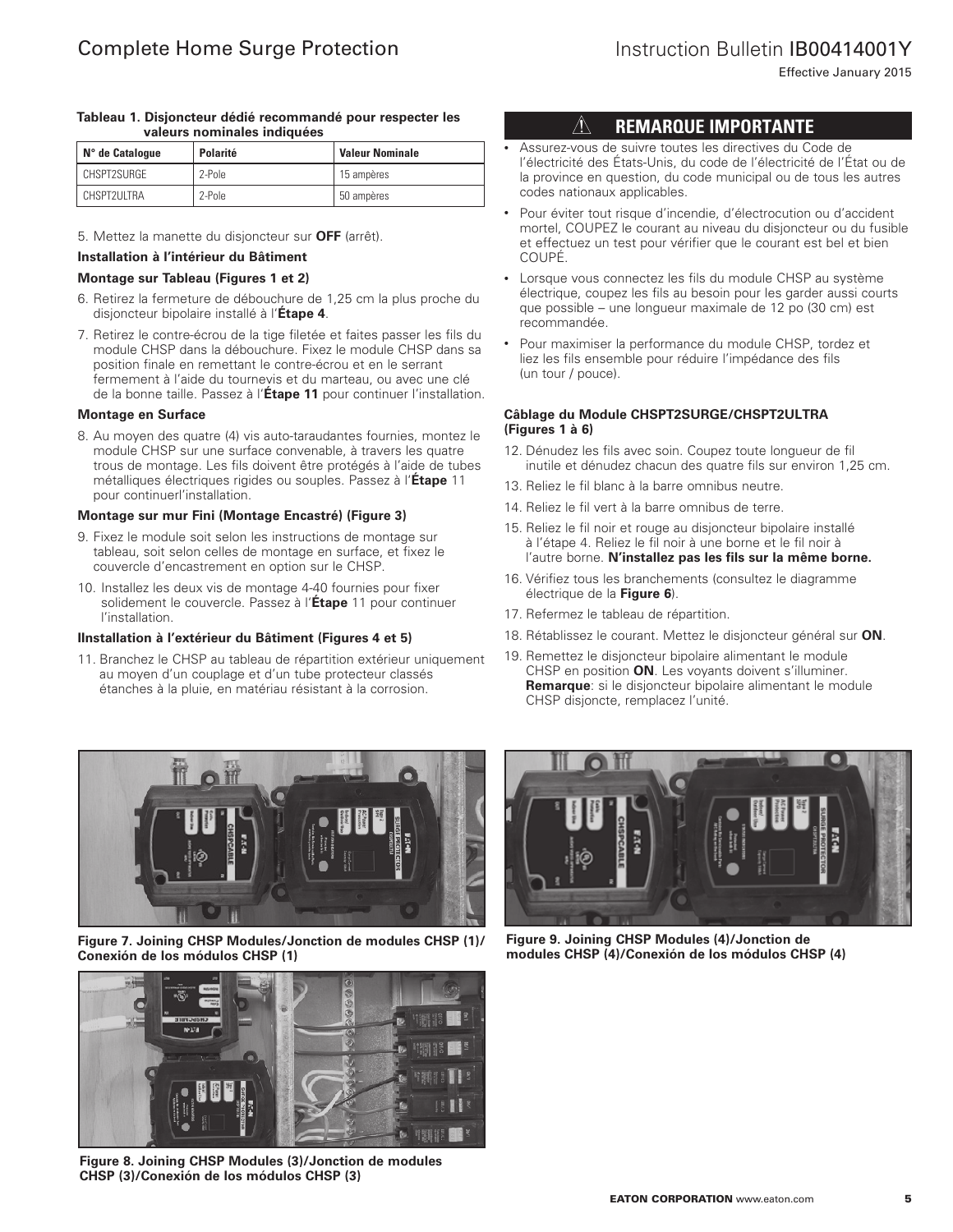**Tableau 1. Disjoncteur dédié recommandé pour respecter les valeurs nominales indiquées**

| N° de Catalogue | Polarité | Valeur Nominale |
|---|---|---|
| CHSPT2SURGE | 2-Pole | 15 ampères |
| CHSPT2ULTRA | 2-Pole | 50 ampères |

5. Mettez la manette du disjoncteur sur **OFF** (arrêt).

**Installation à l'intérieur du Bâtiment**

**Montage sur Tableau (Figures 1 et 2)**

6. Retirez la fermeture de débouchure de 1,25 cm la plus proche du disjoncteur bipolaire installé à l'**Étape 4**.
7. Retirez le contre-écrou de la tige filetée et faites passer les fils du module CHSP dans la débouchure. Fixez le module CHSP dans sa position finale en remettant le contre-écrou et en le serrant fermement à l'aide du tournevis et du marteau, ou avec une clé de la bonne taille. Passez à l'**Étape 11** pour continuer l'installation.

**Montage en Surface**

8. Au moyen des quatre (4) vis auto-taraudantes fournies, montez le module CHSP sur une surface convenable, à travers les quatre trous de montage. Les fils doivent être protégés à l'aide de tubes métalliques électriques rigides ou souples. Passez à l'**Étape** 11 pour continuerl'installation.

**Montage sur mur Fini (Montage Encastré) (Figure 3)**

9. Fixez le module soit selon les instructions de montage sur tableau, soit selon celles de montage en surface, et fixez le couvercle d'encastrement en option sur le CHSP.
10. Installez les deux vis de montage 4-40 fournies pour fixer solidement le couvercle. Passez à l'**Étape** 11 pour continuer l'installation.

**IInstallation à l'extérieur du Bâtiment (Figures 4 et 5)**

11. Branchez le CHSP au tableau de répartition extérieur uniquement au moyen d'un couplage et d'un tube protecteur classés étanches à la pluie, en matériau résistant à la corrosion.

## ⚠ REMARQUE IMPORTANTE

- Assurez-vous de suivre toutes les directives du Code de l'électricité des États-Unis, du code de l'électricité de l'État ou de la province en question, du code municipal ou de tous les autres codes nationaux applicables.
- Pour éviter tout risque d'incendie, d'électrocution ou d'accident mortel, COUPEZ le courant au niveau du disjoncteur ou du fusible et effectuez un test pour vérifier que le courant est bel et bien COUPÉ.
- Lorsque vous connectez les fils du module CHSP au système électrique, coupez les fils au besoin pour les garder aussi courts que possible – une longueur maximale de 12 po (30 cm) est recommandée.
- Pour maximiser la performance du module CHSP, tordez et liez les fils ensemble pour réduire l'impédance des fils (un tour / pouce).

**Câblage du Module CHSPT2SURGE/CHSPT2ULTRA (Figures 1 à 6)**

12. Dénudez les fils avec soin. Coupez toute longueur de fil inutile et dénudez chacun des quatre fils sur environ 1,25 cm.
13. Reliez le fil blanc à la barre omnibus neutre.
14. Reliez le fil vert à la barre omnibus de terre.
15. Reliez le fil noir et rouge au disjoncteur bipolaire installé à l'étape 4. Reliez le fil noir à une borne et le fil noir à l'autre borne. **N'installez pas les fils sur la même borne.**
16. Vérifiez tous les branchements (consultez le diagramme électrique de la **Figure 6**).
17. Refermez le tableau de répartition.
18. Rétablissez le courant. Mettez le disjoncteur général sur **ON**.
19. Remettez le disjoncteur bipolaire alimentant le module CHSP en position **ON**. Les voyants doivent s'illuminer. **Remarque**: si le disjoncteur bipolaire alimentant le module CHSP disjoncte, remplacez l'unité.

**Figure 7. Joining CHSP Modules/Jonction de modules CHSP (1)/ Conexión de los módulos CHSP (1)**

**Figure 9. Joining CHSP Modules (4)/Jonction de modules CHSP (4)/Conexión de los módulos CHSP (4)**

**Figure 8. Joining CHSP Modules (3)/Jonction de modules CHSP (3)/Conexión de los módulos CHSP (3)**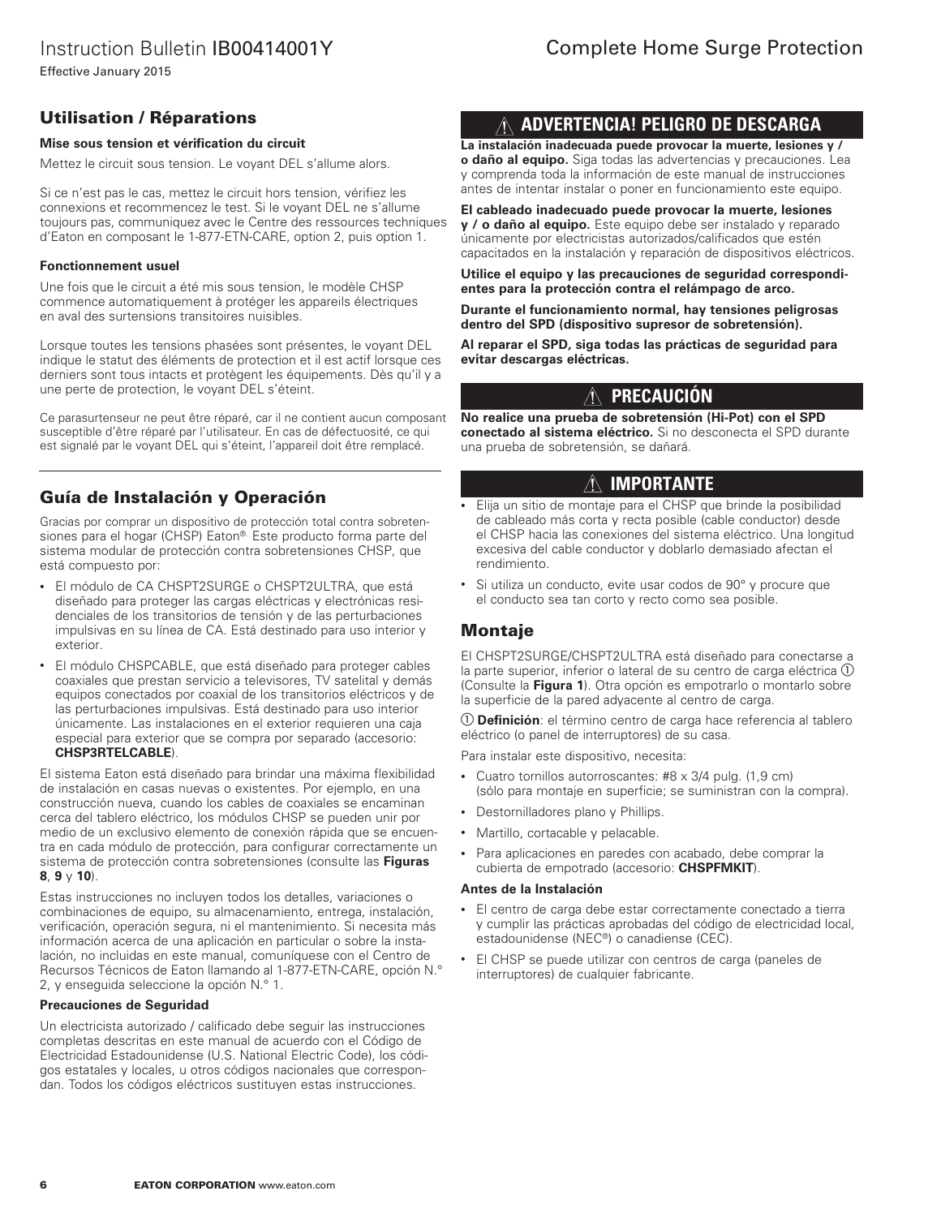## Utilisation / Réparations

### Mise sous tension et vérification du circuit

Mettez le circuit sous tension. Le voyant DEL s'allume alors.

Si ce n'est pas le cas, mettez le circuit hors tension, vérifiez les connexions et recommencez le test. Si le voyant DEL ne s'allume toujours pas, communiquez avec le Centre des ressources techniques d'Eaton en composant le 1-877-ETN-CARE, option 2, puis option 1.

### Fonctionnement usuel

Une fois que le circuit a été mis sous tension, le modèle CHSP commence automatiquement à protéger les appareils électriques en aval des surtensions transitoires nuisibles.

Lorsque toutes les tensions phasées sont présentes, le voyant DEL indique le statut des éléments de protection et il est actif lorsque ces derniers sont tous intacts et protègent les équipements. Dès qu'il y a une perte de protection, le voyant DEL s'éteint.

Ce parasurtenseur ne peut être réparé, car il ne contient aucun composant susceptible d'être réparé par l'utilisateur. En cas de défectuosité, ce qui est signalé par le voyant DEL qui s'éteint, l'appareil doit être remplacé.

## Guía de Instalación y Operación

Gracias por comprar un dispositivo de protección total contra sobretensiones para el hogar (CHSP) Eaton®. Este producto forma parte del sistema modular de protección contra sobretensiones CHSP, que está compuesto por:

- El módulo de CA CHSPT2SURGE o CHSPT2ULTRA, que está diseñado para proteger las cargas eléctricas y electrónicas residenciales de los transitorios de tensión y de las perturbaciones impulsivas en su línea de CA. Está destinado para uso interior y exterior.
- El módulo CHSPCABLE, que está diseñado para proteger cables coaxiales que prestan servicio a televisores, TV satelital y demás equipos conectados por coaxial de los transitorios eléctricos y de las perturbaciones impulsivas. Está destinado para uso interior únicamente. Las instalaciones en el exterior requieren una caja especial para exterior que se compra por separado (accesorio: **CHSP3RTELCABLE**).

El sistema Eaton está diseñado para brindar una máxima flexibilidad de instalación en casas nuevas o existentes. Por ejemplo, en una construcción nueva, cuando los cables de coaxiales se encaminan cerca del tablero eléctrico, los módulos CHSP se pueden unir por medio de un exclusivo elemento de conexión rápida que se encuentra en cada módulo de protección, para configurar correctamente un sistema de protección contra sobretensiones (consulte las **Figuras 8**, **9** y **10**).

Estas instrucciones no incluyen todos los detalles, variaciones o combinaciones de equipo, su almacenamiento, entrega, instalación, verificación, operación segura, ni el mantenimiento. Si necesita más información acerca de una aplicación en particular o sobre la instalación, no incluidas en este manual, comuníquese con el Centro de Recursos Técnicos de Eaton llamando al 1-877-ETN-CARE, opción N.° 2, y enseguida seleccione la opción N.° 1.

### Precauciones de Seguridad

Un electricista autorizado / calificado debe seguir las instrucciones completas descritas en este manual de acuerdo con el Código de Electricidad Estadounidense (U.S. National Electric Code), los códigos estatales y locales, u otros códigos nacionales que correspondan. Todos los códigos eléctricos sustituyen estas instrucciones.

### ⚠ ADVERTENCIA! PELIGRO DE DESCARGA

**La instalación inadecuada puede provocar la muerte, lesiones y / o daño al equipo.** Siga todas las advertencias y precauciones. Lea y comprenda toda la información de este manual de instrucciones antes de intentar instalar o poner en funcionamiento este equipo.

**El cableado inadecuado puede provocar la muerte, lesiones y / o daño al equipo.** Este equipo debe ser instalado y reparado únicamente por electricistas autorizados/calificados que estén capacitados en la instalación y reparación de dispositivos eléctricos.

**Utilice el equipo y las precauciones de seguridad correspondientes para la protección contra el relámpago de arco.**

**Durante el funcionamiento normal, hay tensiones peligrosas dentro del SPD (dispositivo supresor de sobretensión).**

**Al reparar el SPD, siga todas las prácticas de seguridad para evitar descargas eléctricas.**

### ⚠ PRECAUCIÓN

**No realice una prueba de sobretensión (Hi-Pot) con el SPD conectado al sistema eléctrico.** Si no desconecta el SPD durante una prueba de sobretensión, se dañará.

### ⚠ IMPORTANTE

- Elija un sitio de montaje para el CHSP que brinde la posibilidad de cableado más corta y recta posible (cable conductor) desde el CHSP hacia las conexiones del sistema eléctrico. Una longitud excesiva del cable conductor y doblarlo demasiado afectan el rendimiento.
- Si utiliza un conducto, evite usar codos de 90° y procure que el conducto sea tan corto y recto como sea posible.

## Montaje

El CHSPT2SURGE/CHSPT2ULTRA está diseñado para conectarse a la parte superior, inferior o lateral de su centro de carga eléctrica ① (Consulte la **Figura 1**). Otra opción es empotrarlo o montarlo sobre la superficie de la pared adyacente al centro de carga.

① **Definición**: el término centro de carga hace referencia al tablero eléctrico (o panel de interruptores) de su casa.

Para instalar este dispositivo, necesita:

- Cuatro tornillos autorroscantes: #8 x 3/4 pulg. (1,9 cm) (sólo para montaje en superficie; se suministran con la compra).
- Destornilladores plano y Phillips.
- Martillo, cortacable y pelacable.
- Para aplicaciones en paredes con acabado, debe comprar la cubierta de empotrado (accesorio: **CHSPFMKIT**).

### Antes de la Instalación

- El centro de carga debe estar correctamente conectado a tierra y cumplir las prácticas aprobadas del código de electricidad local, estadounidense (NEC®) o canadiense (CEC).
- El CHSP se puede utilizar con centros de carga (paneles de interruptores) de cualquier fabricante.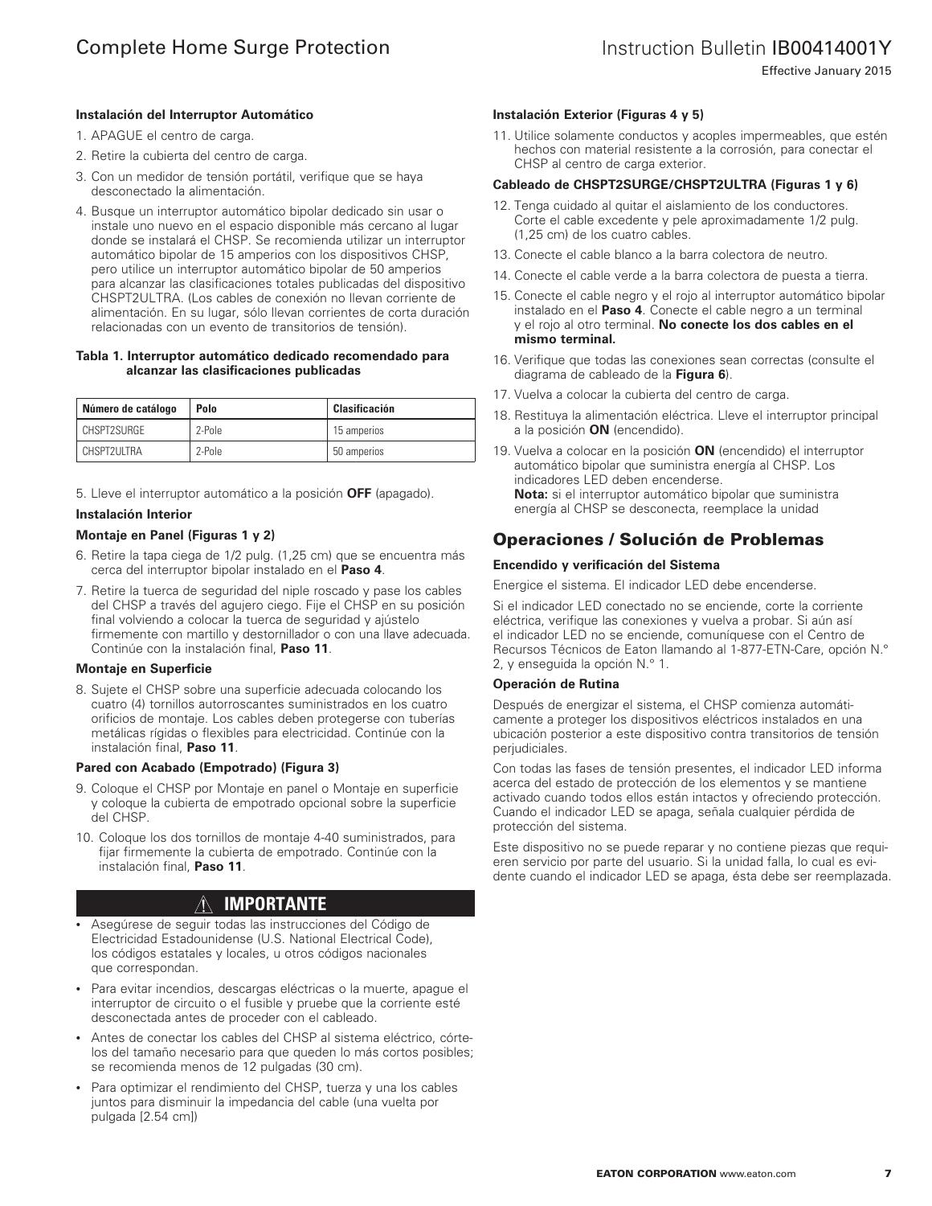### Instalación del Interruptor Automático

1. APAGUE el centro de carga.
2. Retire la cubierta del centro de carga.
3. Con un medidor de tensión portátil, verifique que se haya desconectado la alimentación.
4. Busque un interruptor automático bipolar dedicado sin usar o instale uno nuevo en el espacio disponible más cercano al lugar donde se instalará el CHSP. Se recomienda utilizar un interruptor automático bipolar de 15 amperios con los dispositivos CHSP, pero utilice un interruptor automático bipolar de 50 amperios para alcanzar las clasificaciones totales publicadas del dispositivo CHSPT2ULTRA. (Los cables de conexión no llevan corriente de alimentación. En su lugar, sólo llevan corrientes de corta duración relacionadas con un evento de transitorios de tensión).

**Tabla 1. Interruptor automático dedicado recomendado para alcanzar las clasificaciones publicadas**

| Número de catálogo | Polo | Clasificación |
|---|---|---|
| CHSPT2SURGE | 2-Pole | 15 amperios |
| CHSPT2ULTRA | 2-Pole | 50 amperios |

5. Lleve el interruptor automático a la posición **OFF** (apagado).

### Instalación Interior

### Montaje en Panel (Figuras 1 y 2)

6. Retire la tapa ciega de 1/2 pulg. (1,25 cm) que se encuentra más cerca del interruptor bipolar instalado en el **Paso 4**.
7. Retire la tuerca de seguridad del niple roscado y pase los cables del CHSP a través del agujero ciego. Fije el CHSP en su posición final volviendo a colocar la tuerca de seguridad y ajústelo firmemente con martillo y destornillador o con una llave adecuada. Continúe con la instalación final, **Paso 11**.

### Montaje en Superficie

8. Sujete el CHSP sobre una superficie adecuada colocando los cuatro (4) tornillos autorroscantes suministrados en los cuatro orificios de montaje. Los cables deben protegerse con tuberías metálicas rígidas o flexibles para electricidad. Continúe con la instalación final, **Paso 11**.

### Pared con Acabado (Empotrado) (Figura 3)

9. Coloque el CHSP por Montaje en panel o Montaje en superficie y coloque la cubierta de empotrado opcional sobre la superficie del CHSP.
10. Coloque los dos tornillos de montaje 4-40 suministrados, para fijar firmemente la cubierta de empotrado. Continúe con la instalación final, **Paso 11**.

### ⚠ IMPORTANTE

- Asegúrese de seguir todas las instrucciones del Código de Electricidad Estadounidense (U.S. National Electrical Code), los códigos estatales y locales, u otros códigos nacionales que correspondan.
- Para evitar incendios, descargas eléctricas o la muerte, apague el interruptor de circuito o el fusible y pruebe que la corriente esté desconectada antes de proceder con el cableado.
- Antes de conectar los cables del CHSP al sistema eléctrico, córtelos del tamaño necesario para que queden lo más cortos posibles; se recomienda menos de 12 pulgadas (30 cm).
- Para optimizar el rendimiento del CHSP, tuerza y una los cables juntos para disminuir la impedancia del cable (una vuelta por pulgada [2.54 cm])

### Instalación Exterior (Figuras 4 y 5)

11. Utilice solamente conductos y acoples impermeables, que estén hechos con material resistente a la corrosión, para conectar el CHSP al centro de carga exterior.

### Cableado de CHSPT2SURGE/CHSPT2ULTRA (Figuras 1 y 6)

12. Tenga cuidado al quitar el aislamiento de los conductores. Corte el cable excedente y pele aproximadamente 1/2 pulg. (1,25 cm) de los cuatro cables.
13. Conecte el cable blanco a la barra colectora de neutro.
14. Conecte el cable verde a la barra colectora de puesta a tierra.
15. Conecte el cable negro y el rojo al interruptor automático bipolar instalado en el **Paso 4**. Conecte el cable negro a un terminal y el rojo al otro terminal. **No conecte los dos cables en el mismo terminal.**
16. Verifique que todas las conexiones sean correctas (consulte el diagrama de cableado de la **Figura 6**).
17. Vuelva a colocar la cubierta del centro de carga.
18. Restituya la alimentación eléctrica. Lleve el interruptor principal a la posición **ON** (encendido).
19. Vuelva a colocar en la posición **ON** (encendido) el interruptor automático bipolar que suministra energía al CHSP. Los indicadores LED deben encenderse.
    **Nota:** si el interruptor automático bipolar que suministra energía al CHSP se desconecta, reemplace la unidad

## Operaciones / Solución de Problemas

### Encendido y verificación del Sistema

Energice el sistema. El indicador LED debe encenderse.

Si el indicador LED conectado no se enciende, corte la corriente eléctrica, verifique las conexiones y vuelva a probar. Si aún así el indicador LED no se enciende, comuníquese con el Centro de Recursos Técnicos de Eaton llamando al 1-877-ETN-Care, opción N.° 2, y enseguida la opción N.° 1.

### Operación de Rutina

Después de energizar el sistema, el CHSP comienza automáticamente a proteger los dispositivos eléctricos instalados en una ubicación posterior a este dispositivo contra transitorios de tensión perjudiciales.

Con todas las fases de tensión presentes, el indicador LED informa acerca del estado de protección de los elementos y se mantiene activado cuando todos ellos están intactos y ofreciendo protección. Cuando el indicador LED se apaga, señala cualquier pérdida de protección del sistema.

Este dispositivo no se puede reparar y no contiene piezas que requieren servicio por parte del usuario. Si la unidad falla, lo cual es evidente cuando el indicador LED se apaga, ésta debe ser reemplazada.